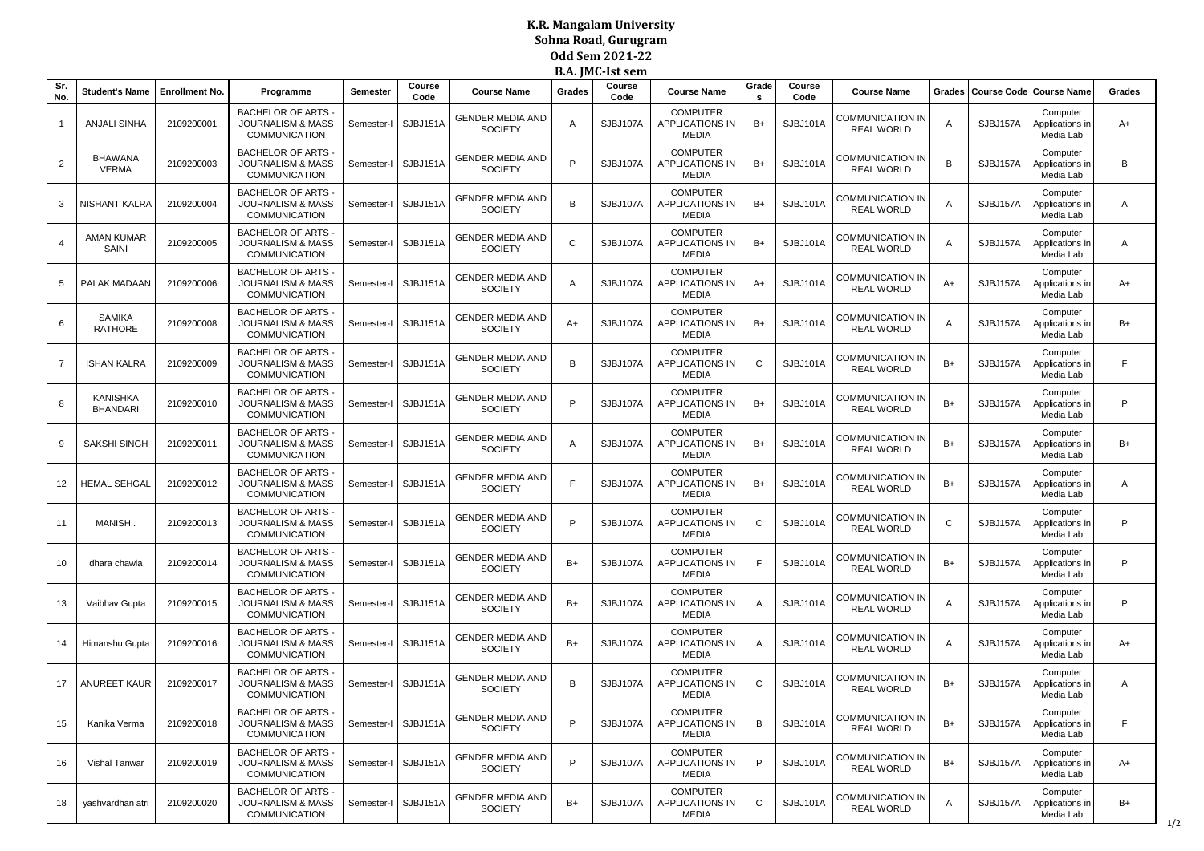# K.R. Mangalam University

## Sohna Road, Gurugram

## Odd Sem 2021-22

## B.A. JMC-Ist sem

| Sr. No. | Student's Name | Enrollment No. | Programme | Semester | Course Code | Course Name | Grades | Course Code | Course Name | Grades | Course Code | Course Name | Grades | Course Code | Course Name | Grades |
|---|---|---|---|---|---|---|---|---|---|---|---|---|---|---|---|---|
| 1 | ANJALI SINHA | 2109200001 | BACHELOR OF ARTS - JOURNALISM & MASS COMMUNICATION | Semester-I | SJBJ151A | GENDER MEDIA AND SOCIETY | A | SJBJ107A | COMPUTER APPLICATIONS IN MEDIA | B+ | SJBJ101A | COMMUNICATION IN REAL WORLD | A | SJBJ157A | Computer Applications in Media Lab | A+ |
| 2 | BHAWANA VERMA | 2109200003 | BACHELOR OF ARTS - JOURNALISM & MASS COMMUNICATION | Semester-I | SJBJ151A | GENDER MEDIA AND SOCIETY | P | SJBJ107A | COMPUTER APPLICATIONS IN MEDIA | B+ | SJBJ101A | COMMUNICATION IN REAL WORLD | B | SJBJ157A | Computer Applications in Media Lab | B |
| 3 | NISHANT KALRA | 2109200004 | BACHELOR OF ARTS - JOURNALISM & MASS COMMUNICATION | Semester-I | SJBJ151A | GENDER MEDIA AND SOCIETY | B | SJBJ107A | COMPUTER APPLICATIONS IN MEDIA | B+ | SJBJ101A | COMMUNICATION IN REAL WORLD | A | SJBJ157A | Computer Applications in Media Lab | A |
| 4 | AMAN KUMAR SAINI | 2109200005 | BACHELOR OF ARTS - JOURNALISM & MASS COMMUNICATION | Semester-I | SJBJ151A | GENDER MEDIA AND SOCIETY | C | SJBJ107A | COMPUTER APPLICATIONS IN MEDIA | B+ | SJBJ101A | COMMUNICATION IN REAL WORLD | A | SJBJ157A | Computer Applications in Media Lab | A |
| 5 | PALAK MADAAN | 2109200006 | BACHELOR OF ARTS - JOURNALISM & MASS COMMUNICATION | Semester-I | SJBJ151A | GENDER MEDIA AND SOCIETY | A | SJBJ107A | COMPUTER APPLICATIONS IN MEDIA | A+ | SJBJ101A | COMMUNICATION IN REAL WORLD | A+ | SJBJ157A | Computer Applications in Media Lab | A+ |
| 6 | SAMIKA RATHORE | 2109200008 | BACHELOR OF ARTS - JOURNALISM & MASS COMMUNICATION | Semester-I | SJBJ151A | GENDER MEDIA AND SOCIETY | A+ | SJBJ107A | COMPUTER APPLICATIONS IN MEDIA | B+ | SJBJ101A | COMMUNICATION IN REAL WORLD | A | SJBJ157A | Computer Applications in Media Lab | B+ |
| 7 | ISHAN KALRA | 2109200009 | BACHELOR OF ARTS - JOURNALISM & MASS COMMUNICATION | Semester-I | SJBJ151A | GENDER MEDIA AND SOCIETY | B | SJBJ107A | COMPUTER APPLICATIONS IN MEDIA | C | SJBJ101A | COMMUNICATION IN REAL WORLD | B+ | SJBJ157A | Computer Applications in Media Lab | F |
| 8 | KANISHKA BHANDARI | 2109200010 | BACHELOR OF ARTS - JOURNALISM & MASS COMMUNICATION | Semester-I | SJBJ151A | GENDER MEDIA AND SOCIETY | P | SJBJ107A | COMPUTER APPLICATIONS IN MEDIA | B+ | SJBJ101A | COMMUNICATION IN REAL WORLD | B+ | SJBJ157A | Computer Applications in Media Lab | P |
| 9 | SAKSHI SINGH | 2109200011 | BACHELOR OF ARTS - JOURNALISM & MASS COMMUNICATION | Semester-I | SJBJ151A | GENDER MEDIA AND SOCIETY | A | SJBJ107A | COMPUTER APPLICATIONS IN MEDIA | B+ | SJBJ101A | COMMUNICATION IN REAL WORLD | B+ | SJBJ157A | Computer Applications in Media Lab | B+ |
| 12 | HEMAL SEHGAL | 2109200012 | BACHELOR OF ARTS - JOURNALISM & MASS COMMUNICATION | Semester-I | SJBJ151A | GENDER MEDIA AND SOCIETY | F | SJBJ107A | COMPUTER APPLICATIONS IN MEDIA | B+ | SJBJ101A | COMMUNICATION IN REAL WORLD | B+ | SJBJ157A | Computer Applications in Media Lab | A |
| 11 | MANISH . | 2109200013 | BACHELOR OF ARTS - JOURNALISM & MASS COMMUNICATION | Semester-I | SJBJ151A | GENDER MEDIA AND SOCIETY | P | SJBJ107A | COMPUTER APPLICATIONS IN MEDIA | C | SJBJ101A | COMMUNICATION IN REAL WORLD | C | SJBJ157A | Computer Applications in Media Lab | P |
| 10 | dhara chawla | 2109200014 | BACHELOR OF ARTS - JOURNALISM & MASS COMMUNICATION | Semester-I | SJBJ151A | GENDER MEDIA AND SOCIETY | B+ | SJBJ107A | COMPUTER APPLICATIONS IN MEDIA | F | SJBJ101A | COMMUNICATION IN REAL WORLD | B+ | SJBJ157A | Computer Applications in Media Lab | P |
| 13 | Vaibhav Gupta | 2109200015 | BACHELOR OF ARTS - JOURNALISM & MASS COMMUNICATION | Semester-I | SJBJ151A | GENDER MEDIA AND SOCIETY | B+ | SJBJ107A | COMPUTER APPLICATIONS IN MEDIA | A | SJBJ101A | COMMUNICATION IN REAL WORLD | A | SJBJ157A | Computer Applications in Media Lab | P |
| 14 | Himanshu Gupta | 2109200016 | BACHELOR OF ARTS - JOURNALISM & MASS COMMUNICATION | Semester-I | SJBJ151A | GENDER MEDIA AND SOCIETY | B+ | SJBJ107A | COMPUTER APPLICATIONS IN MEDIA | A | SJBJ101A | COMMUNICATION IN REAL WORLD | A | SJBJ157A | Computer Applications in Media Lab | A+ |
| 17 | ANUREET KAUR | 2109200017 | BACHELOR OF ARTS - JOURNALISM & MASS COMMUNICATION | Semester-I | SJBJ151A | GENDER MEDIA AND SOCIETY | B | SJBJ107A | COMPUTER APPLICATIONS IN MEDIA | C | SJBJ101A | COMMUNICATION IN REAL WORLD | B+ | SJBJ157A | Computer Applications in Media Lab | A |
| 15 | Kanika Verma | 2109200018 | BACHELOR OF ARTS - JOURNALISM & MASS COMMUNICATION | Semester-I | SJBJ151A | GENDER MEDIA AND SOCIETY | P | SJBJ107A | COMPUTER APPLICATIONS IN MEDIA | B | SJBJ101A | COMMUNICATION IN REAL WORLD | B+ | SJBJ157A | Computer Applications in Media Lab | F |
| 16 | Vishal Tanwar | 2109200019 | BACHELOR OF ARTS - JOURNALISM & MASS COMMUNICATION | Semester-I | SJBJ151A | GENDER MEDIA AND SOCIETY | P | SJBJ107A | COMPUTER APPLICATIONS IN MEDIA | P | SJBJ101A | COMMUNICATION IN REAL WORLD | B+ | SJBJ157A | Computer Applications in Media Lab | A+ |
| 18 | yashvardhan atri | 2109200020 | BACHELOR OF ARTS - JOURNALISM & MASS COMMUNICATION | Semester-I | SJBJ151A | GENDER MEDIA AND SOCIETY | B+ | SJBJ107A | COMPUTER APPLICATIONS IN MEDIA | C | SJBJ101A | COMMUNICATION IN REAL WORLD | A | SJBJ157A | Computer Applications in Media Lab | B+ |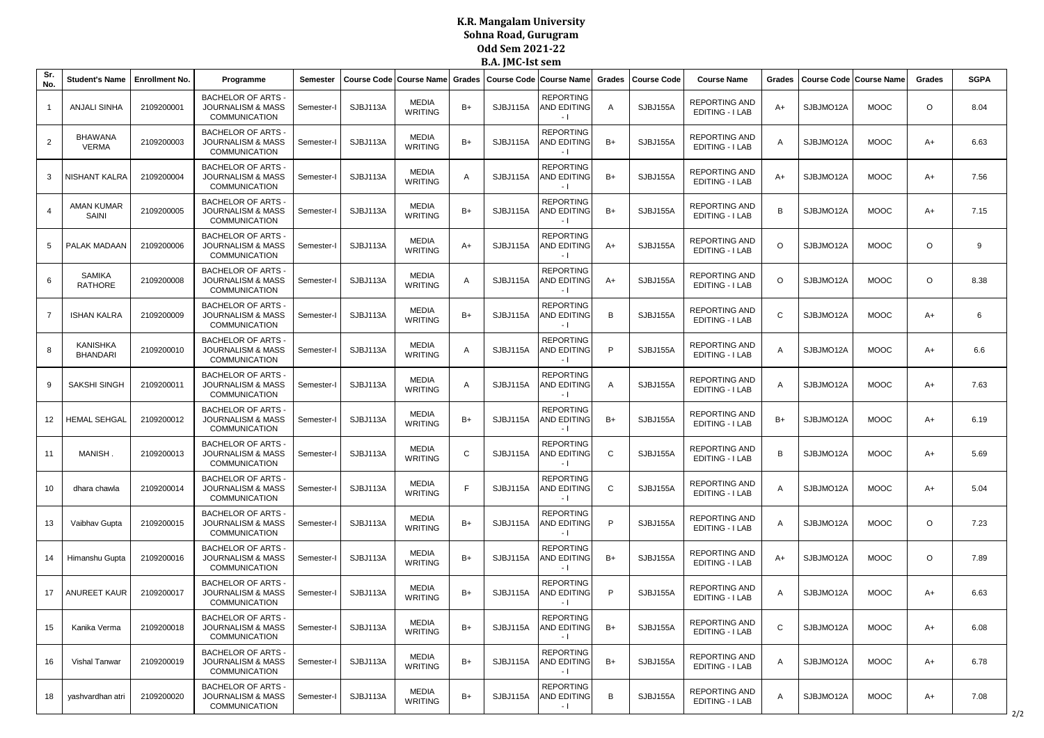# K.R. Mangalam University
## Sohna Road, Gurugram
## Odd Sem 2021-22
## B.A. JMC-Ist sem

| Sr. No. | Student's Name | Enrollment No. | Programme | Semester | Course Code | Course Name | Grades | Course Code | Course Name | Grades | Course Code | Course Name | Grades | Course Code | Course Name | Grades | SGPA |
|---|---|---|---|---|---|---|---|---|---|---|---|---|---|---|---|---|---|
| 1 | ANJALI SINHA | 2109200001 | BACHELOR OF ARTS - JOURNALISM & MASS COMMUNICATION | Semester-I | SJBJ113A | MEDIA WRITING | B+ | SJBJ115A | REPORTING AND EDITING - I | A | SJBJ155A | REPORTING AND EDITING - I LAB | A+ | SJBJMO12A | MOOC | O | 8.04 |
| 2 | BHAWANA VERMA | 2109200003 | BACHELOR OF ARTS - JOURNALISM & MASS COMMUNICATION | Semester-I | SJBJ113A | MEDIA WRITING | B+ | SJBJ115A | REPORTING AND EDITING - I | B+ | SJBJ155A | REPORTING AND EDITING - I LAB | A | SJBJMO12A | MOOC | A+ | 6.63 |
| 3 | NISHANT KALRA | 2109200004 | BACHELOR OF ARTS - JOURNALISM & MASS COMMUNICATION | Semester-I | SJBJ113A | MEDIA WRITING | A | SJBJ115A | REPORTING AND EDITING - I | B+ | SJBJ155A | REPORTING AND EDITING - I LAB | A+ | SJBJMO12A | MOOC | A+ | 7.56 |
| 4 | AMAN KUMAR SAINI | 2109200005 | BACHELOR OF ARTS - JOURNALISM & MASS COMMUNICATION | Semester-I | SJBJ113A | MEDIA WRITING | B+ | SJBJ115A | REPORTING AND EDITING - I | B+ | SJBJ155A | REPORTING AND EDITING - I LAB | B | SJBJMO12A | MOOC | A+ | 7.15 |
| 5 | PALAK MADAAN | 2109200006 | BACHELOR OF ARTS - JOURNALISM & MASS COMMUNICATION | Semester-I | SJBJ113A | MEDIA WRITING | A+ | SJBJ115A | REPORTING AND EDITING - I | A+ | SJBJ155A | REPORTING AND EDITING - I LAB | O | SJBJMO12A | MOOC | O | 9 |
| 6 | SAMIKA RATHORE | 2109200008 | BACHELOR OF ARTS - JOURNALISM & MASS COMMUNICATION | Semester-I | SJBJ113A | MEDIA WRITING | A | SJBJ115A | REPORTING AND EDITING - I | A+ | SJBJ155A | REPORTING AND EDITING - I LAB | O | SJBJMO12A | MOOC | O | 8.38 |
| 7 | ISHAN KALRA | 2109200009 | BACHELOR OF ARTS - JOURNALISM & MASS COMMUNICATION | Semester-I | SJBJ113A | MEDIA WRITING | B+ | SJBJ115A | REPORTING AND EDITING - I | B | SJBJ155A | REPORTING AND EDITING - I LAB | C | SJBJMO12A | MOOC | A+ | 6 |
| 8 | KANISHKA BHANDARI | 2109200010 | BACHELOR OF ARTS - JOURNALISM & MASS COMMUNICATION | Semester-I | SJBJ113A | MEDIA WRITING | A | SJBJ115A | REPORTING AND EDITING - I | P | SJBJ155A | REPORTING AND EDITING - I LAB | A | SJBJMO12A | MOOC | A+ | 6.6 |
| 9 | SAKSHI SINGH | 2109200011 | BACHELOR OF ARTS - JOURNALISM & MASS COMMUNICATION | Semester-I | SJBJ113A | MEDIA WRITING | A | SJBJ115A | REPORTING AND EDITING - I | A | SJBJ155A | REPORTING AND EDITING - I LAB | A | SJBJMO12A | MOOC | A+ | 7.63 |
| 12 | HEMAL SEHGAL | 2109200012 | BACHELOR OF ARTS - JOURNALISM & MASS COMMUNICATION | Semester-I | SJBJ113A | MEDIA WRITING | B+ | SJBJ115A | REPORTING AND EDITING - I | B+ | SJBJ155A | REPORTING AND EDITING - I LAB | B+ | SJBJMO12A | MOOC | A+ | 6.19 |
| 11 | MANISH . | 2109200013 | BACHELOR OF ARTS - JOURNALISM & MASS COMMUNICATION | Semester-I | SJBJ113A | MEDIA WRITING | C | SJBJ115A | REPORTING AND EDITING - I | C | SJBJ155A | REPORTING AND EDITING - I LAB | B | SJBJMO12A | MOOC | A+ | 5.69 |
| 10 | dhara chawla | 2109200014 | BACHELOR OF ARTS - JOURNALISM & MASS COMMUNICATION | Semester-I | SJBJ113A | MEDIA WRITING | F | SJBJ115A | REPORTING AND EDITING - I | C | SJBJ155A | REPORTING AND EDITING - I LAB | A | SJBJMO12A | MOOC | A+ | 5.04 |
| 13 | Vaibhav Gupta | 2109200015 | BACHELOR OF ARTS - JOURNALISM & MASS COMMUNICATION | Semester-I | SJBJ113A | MEDIA WRITING | B+ | SJBJ115A | REPORTING AND EDITING - I | P | SJBJ155A | REPORTING AND EDITING - I LAB | A | SJBJMO12A | MOOC | O | 7.23 |
| 14 | Himanshu Gupta | 2109200016 | BACHELOR OF ARTS - JOURNALISM & MASS COMMUNICATION | Semester-I | SJBJ113A | MEDIA WRITING | B+ | SJBJ115A | REPORTING AND EDITING - I | B+ | SJBJ155A | REPORTING AND EDITING - I LAB | A+ | SJBJMO12A | MOOC | O | 7.89 |
| 17 | ANUREET KAUR | 2109200017 | BACHELOR OF ARTS - JOURNALISM & MASS COMMUNICATION | Semester-I | SJBJ113A | MEDIA WRITING | B+ | SJBJ115A | REPORTING AND EDITING - I | P | SJBJ155A | REPORTING AND EDITING - I LAB | A | SJBJMO12A | MOOC | A+ | 6.63 |
| 15 | Kanika Verma | 2109200018 | BACHELOR OF ARTS - JOURNALISM & MASS COMMUNICATION | Semester-I | SJBJ113A | MEDIA WRITING | B+ | SJBJ115A | REPORTING AND EDITING - I | B+ | SJBJ155A | REPORTING AND EDITING - I LAB | C | SJBJMO12A | MOOC | A+ | 6.08 |
| 16 | Vishal Tanwar | 2109200019 | BACHELOR OF ARTS - JOURNALISM & MASS COMMUNICATION | Semester-I | SJBJ113A | MEDIA WRITING | B+ | SJBJ115A | REPORTING AND EDITING - I | B+ | SJBJ155A | REPORTING AND EDITING - I LAB | A | SJBJMO12A | MOOC | A+ | 6.78 |
| 18 | yashvardhan atri | 2109200020 | BACHELOR OF ARTS - JOURNALISM & MASS COMMUNICATION | Semester-I | SJBJ113A | MEDIA WRITING | B+ | SJBJ115A | REPORTING AND EDITING - I | B | SJBJ155A | REPORTING AND EDITING - I LAB | A | SJBJMO12A | MOOC | A+ | 7.08 |